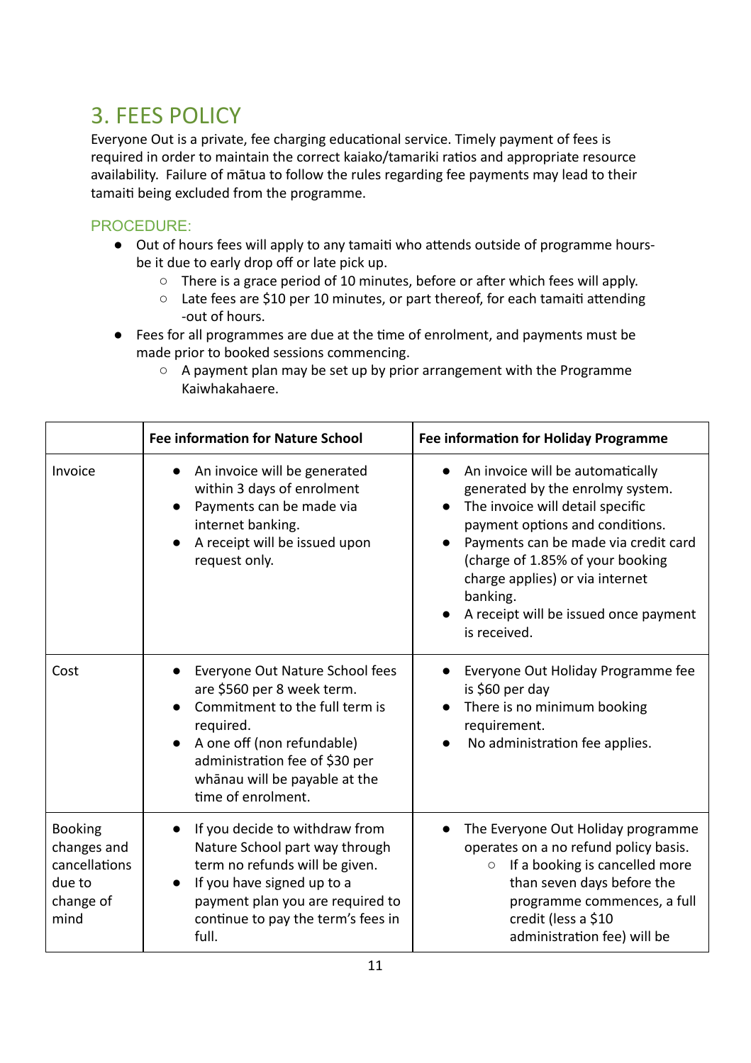## 3. FEES POLICY

Everyone Out is a private, fee charging educational service. Timely payment of fees is required in order to maintain the correct kaiako/tamariki ratios and appropriate resource availability. Failure of mātua to follow the rules regarding fee payments may lead to their tamaiti being excluded from the programme.

### PROCEDURE:

- Out of hours fees will apply to any tamaiti who attends outside of programme hours- be it due to early drop off or late pick up.
  - There is a grace period of 10 minutes, before or after which fees will apply.
  - Late fees are $10 per 10 minutes, or part thereof, for each tamaiti attending -out of hours.
- Fees for all programmes are due at the time of enrolment, and payments must be made prior to booked sessions commencing.
  - A payment plan may be set up by prior arrangement with the Programme Kaiwhakahaere.

| | **Fee information for Nature School** | **Fee information for Holiday Programme** |
|---|---|---|
| Invoice | • An invoice will be generated within 3 days of enrolment<br>• Payments can be made via internet banking.<br>• A receipt will be issued upon request only. | • An invoice will be automatically generated by the enrolmy system.<br>• The invoice will detail specific payment options and conditions.<br>• Payments can be made via credit card (charge of 1.85% of your booking charge applies) or via internet banking.<br>• A receipt will be issued once payment is received. |
| Cost | • Everyone Out Nature School fees are $560 per 8 week term.<br>• Commitment to the full term is required.<br>• A one off (non refundable) administration fee of $30 per whānau will be payable at the time of enrolment. | • Everyone Out Holiday Programme fee is $60 per day<br>• There is no minimum booking requirement.<br>• No administration fee applies. |
| Booking changes and cancellations due to change of mind | • If you decide to withdraw from Nature School part way through term no refunds will be given.<br>• If you have signed up to a payment plan you are required to continue to pay the term's fees in full. | • The Everyone Out Holiday programme operates on a no refund policy basis.<br>  ○ If a booking is cancelled more than seven days before the programme commences, a full credit (less a $10 administration fee) will be |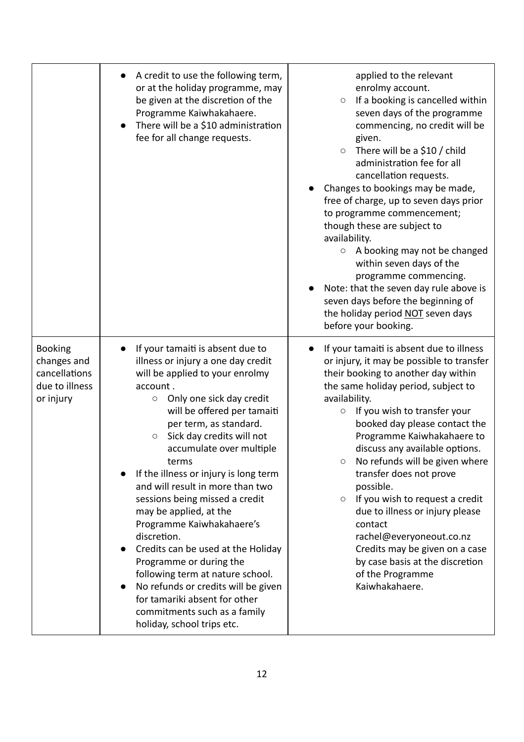| | | |
|---|---|---|
| | • A credit to use the following term, or at the holiday programme, may be given at the discretion of the Programme Kaiwhakahaere.<br>• There will be a $10 administration fee for all change requests. | applied to the relevant enrolmy account.<br>◦ If a booking is cancelled within seven days of the programme commencing, no credit will be given.<br>◦ There will be a $10 / child administration fee for all cancellation requests.<br>• Changes to bookings may be made, free of charge, up to seven days prior to programme commencement; though these are subject to availability.<br>◦ A booking may not be changed within seven days of the programme commencing.<br>• Note: that the seven day rule above is seven days before the beginning of the holiday period <u>NOT</u> seven days before your booking. |
| Booking changes and cancellations due to illness or injury | • If your tamaiti is absent due to illness or injury a one day credit will be applied to your enrolmy account .<br>◦ Only one sick day credit will be offered per tamaiti per term, as standard.<br>◦ Sick day credits will not accumulate over multiple terms<br>• If the illness or injury is long term and will result in more than two sessions being missed a credit may be applied, at the Programme Kaiwhakahaere's discretion.<br>• Credits can be used at the Holiday Programme or during the following term at nature school.<br>• No refunds or credits will be given for tamariki absent for other commitments such as a family holiday, school trips etc. | • If your tamaiti is absent due to illness or injury, it may be possible to transfer their booking to another day within the same holiday period, subject to availability.<br>◦ If you wish to transfer your booked day please contact the Programme Kaiwhakahaere to discuss any available options.<br>◦ No refunds will be given where transfer does not prove possible.<br>◦ If you wish to request a credit due to illness or injury please contact rachel@everyoneout.co.nz Credits may be given on a case by case basis at the discretion of the Programme Kaiwhakahaere. |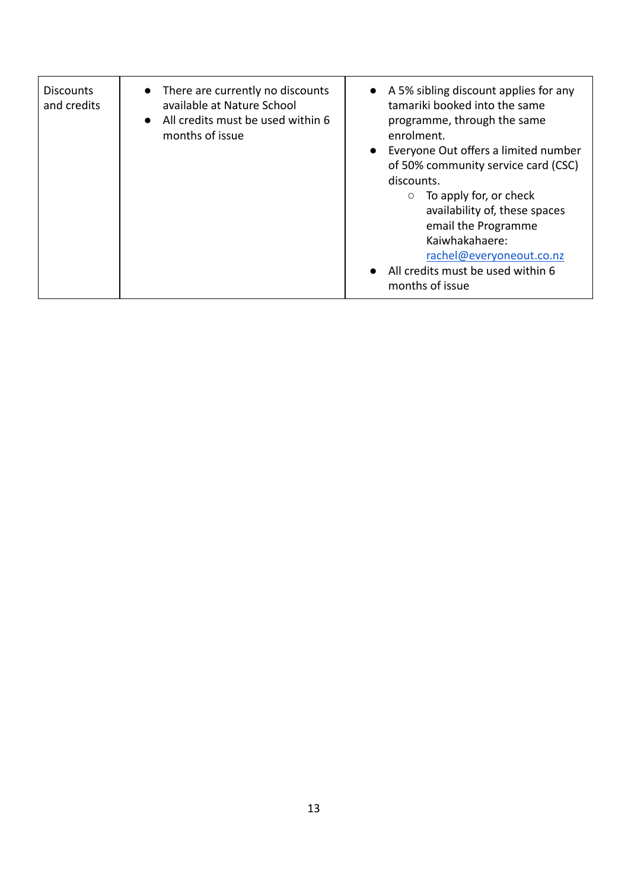| | | |
|---|---|---|
| Discounts and credits | • There are currently no discounts available at Nature School<br>• All credits must be used within 6 months of issue | • A 5% sibling discount applies for any tamariki booked into the same programme, through the same enrolment.<br>• Everyone Out offers a limited number of 50% community service card (CSC) discounts.<br>&nbsp;&nbsp;&nbsp;&nbsp;○ To apply for, or check availability of, these spaces email the Programme Kaiwhakahaere: rachel@everyoneout.co.nz<br>• All credits must be used within 6 months of issue |